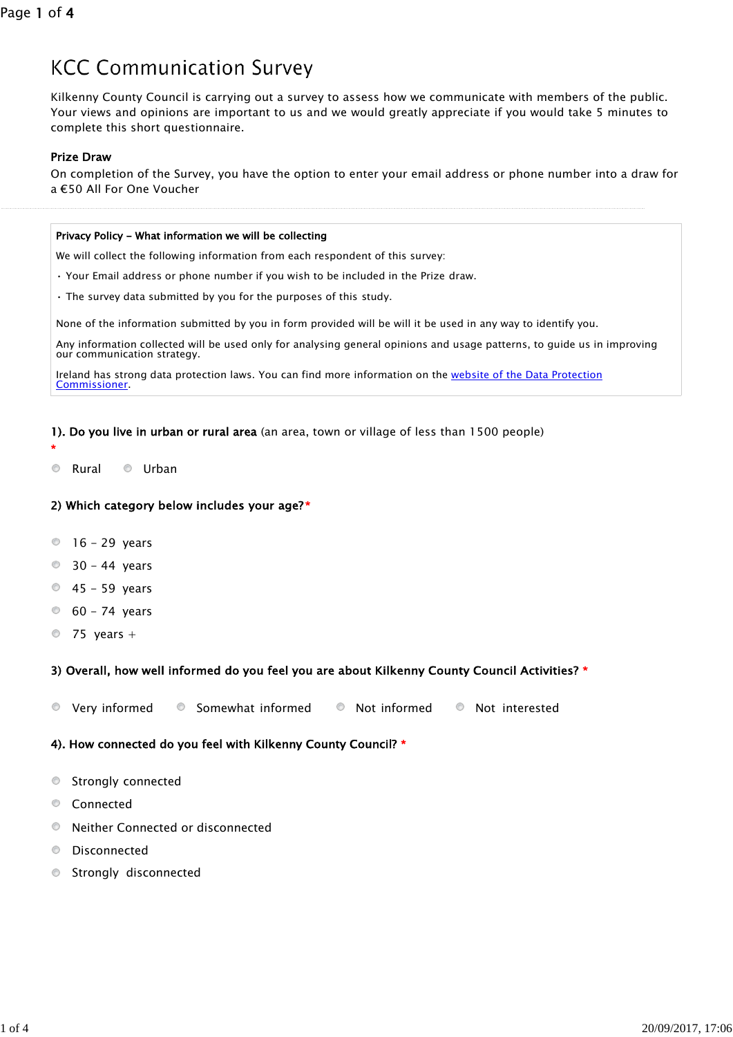# KCC Communication Survey

Kilkenny County Council is carrying out a survey to assess how we communicate with members of the public. Your views and opinions are important to us and we would greatly appreciate if you would take 5 minutes to complete this short questionnaire.

**Prize Draw**

On completion of the Survey, you have the option to enter your email address or phone number into a draw for a €50 All For One Voucher

---

**Privacy Policy – What information we will be collecting**

We will collect the following information from each respondent of this survey:

- Your Email address or phone number if you wish to be included in the Prize draw.
- The survey data submitted by you for the purposes of this study.

None of the information submitted by you in form provided will be will it be used in any way to identify you.

Any information collected will be used only for analysing general opinions and usage patterns, to guide us in improving our communication strategy.

Ireland has strong data protection laws. You can find more information on the website of the Data Protection Commissioner.

**1). Do you live in urban or rural area** (an area, town or village of less than 1500 people) *

- Rural
- Urban

**2) Which category below includes your age?***

- 16 - 29 years
- 30 - 44 years
- 45 - 59 years
- 60 - 74 years
- 75 years +

**3) Overall, how well informed do you feel you are about Kilkenny County Council Activities?** *

- Very informed
- Somewhat informed
- Not informed
- Not interested

**4). How connected do you feel with Kilkenny County Council?** *

- Strongly connected
- Connected
- Neither Connected or disconnected
- Disconnected
- Strongly disconnected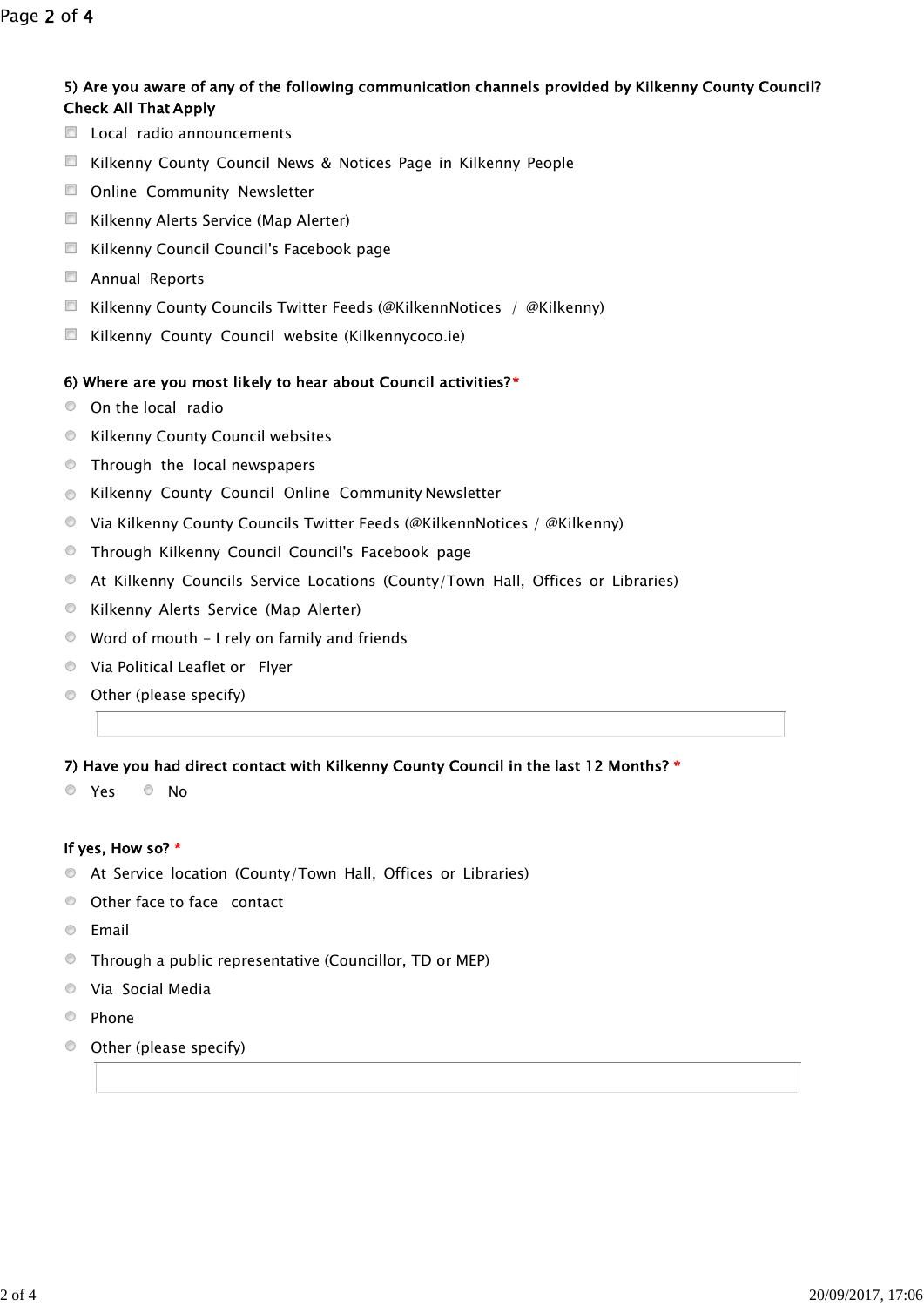**5) Are you aware of any of the following communication channels provided by Kilkenny County Council? Check All That Apply**

- ☐ Local radio announcements
- ☐ Kilkenny County Council News & Notices Page in Kilkenny People
- ☐ Online Community Newsletter
- ☐ Kilkenny Alerts Service (Map Alerter)
- ☐ Kilkenny Council Council's Facebook page
- ☐ Annual Reports
- ☐ Kilkenny County Councils Twitter Feeds (@KilkennNotices / @Kilkenny)
- ☐ Kilkenny County Council website (Kilkennycoco.ie)

**6) Where are you most likely to hear about Council activities?***

- ○ On the local radio
- ○ Kilkenny County Council websites
- ○ Through the local newspapers
- ○ Kilkenny County Council Online Community Newsletter
- ○ Via Kilkenny County Councils Twitter Feeds (@KilkennNotices / @Kilkenny)
- ○ Through Kilkenny Council Council's Facebook page
- ○ At Kilkenny Councils Service Locations (County/Town Hall, Offices or Libraries)
- ○ Kilkenny Alerts Service (Map Alerter)
- ○ Word of mouth - I rely on family and friends
- ○ Via Political Leaflet or Flyer
- ○ Other (please specify)

\_\_\_\_\_\_\_\_\_\_\_\_\_\_\_\_\_\_\_\_\_\_\_\_\_\_\_\_\_\_

**7) Have you had direct contact with Kilkenny County Council in the last 12 Months?** *

○ Yes ○ No

**If yes, How so?** *

- ○ At Service location (County/Town Hall, Offices or Libraries)
- ○ Other face to face contact
- ○ Email
- ○ Through a public representative (Councillor, TD or MEP)
- ○ Via Social Media
- ○ Phone
- ○ Other (please specify)

\_\_\_\_\_\_\_\_\_\_\_\_\_\_\_\_\_\_\_\_\_\_\_\_\_\_\_\_\_\_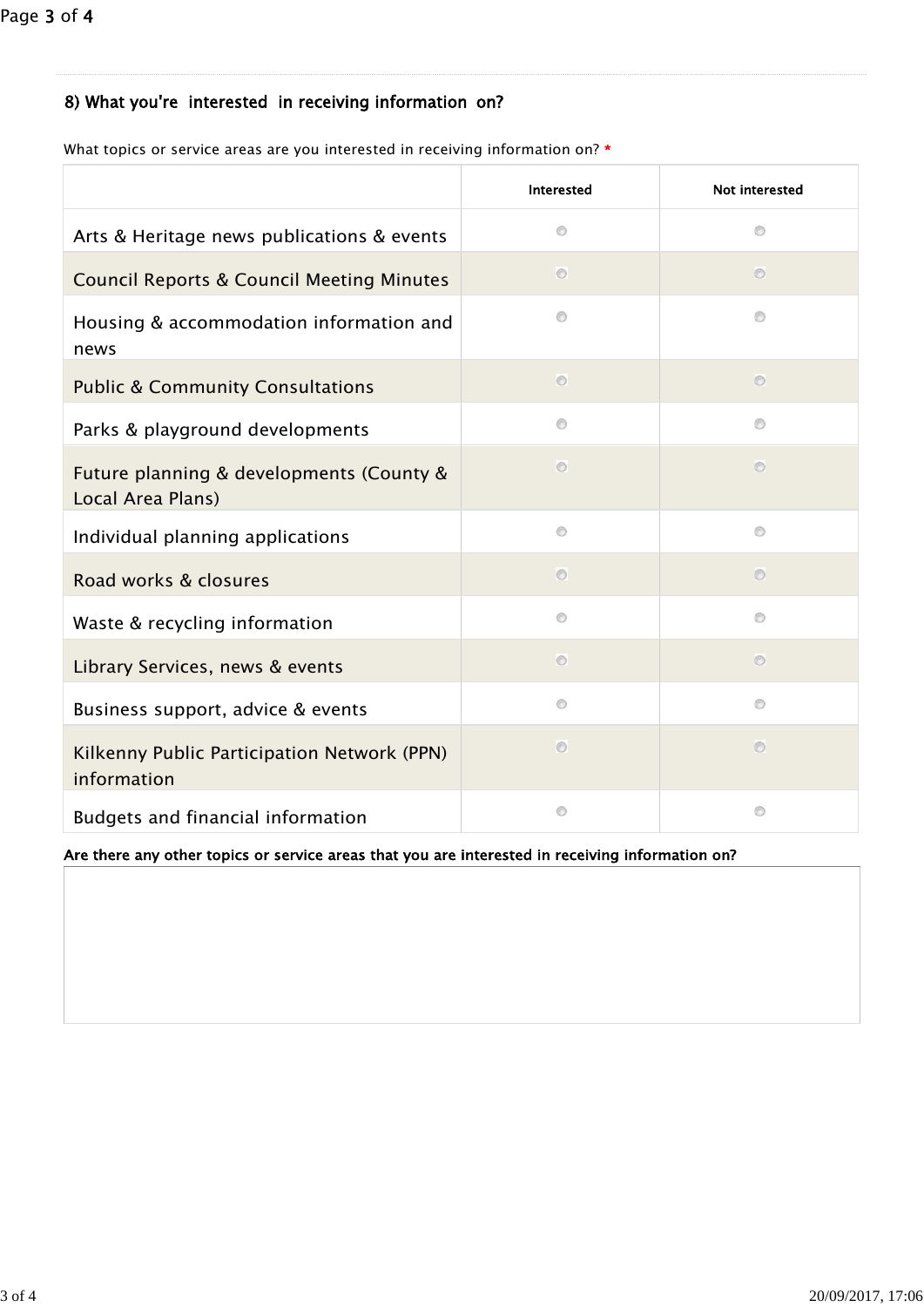## 8) What you're  interested  in receiving information  on?

What topics or service areas are you interested in receiving information on? *

| | Interested | Not interested |
|---|---|---|
| Arts & Heritage news publications & events | ○ | ○ |
| Council Reports & Council Meeting Minutes | ○ | ○ |
| Housing & accommodation information and news | ○ | ○ |
| Public & Community Consultations | ○ | ○ |
| Parks & playground developments | ○ | ○ |
| Future planning & developments (County & Local Area Plans) | ○ | ○ |
| Individual planning applications | ○ | ○ |
| Road works & closures | ○ | ○ |
| Waste & recycling information | ○ | ○ |
| Library Services, news & events | ○ | ○ |
| Business support, advice & events | ○ | ○ |
| Kilkenny Public Participation Network (PPN) information | ○ | ○ |
| Budgets and financial information | ○ | ○ |

**Are there any other topics or service areas that you are interested in receiving information on?**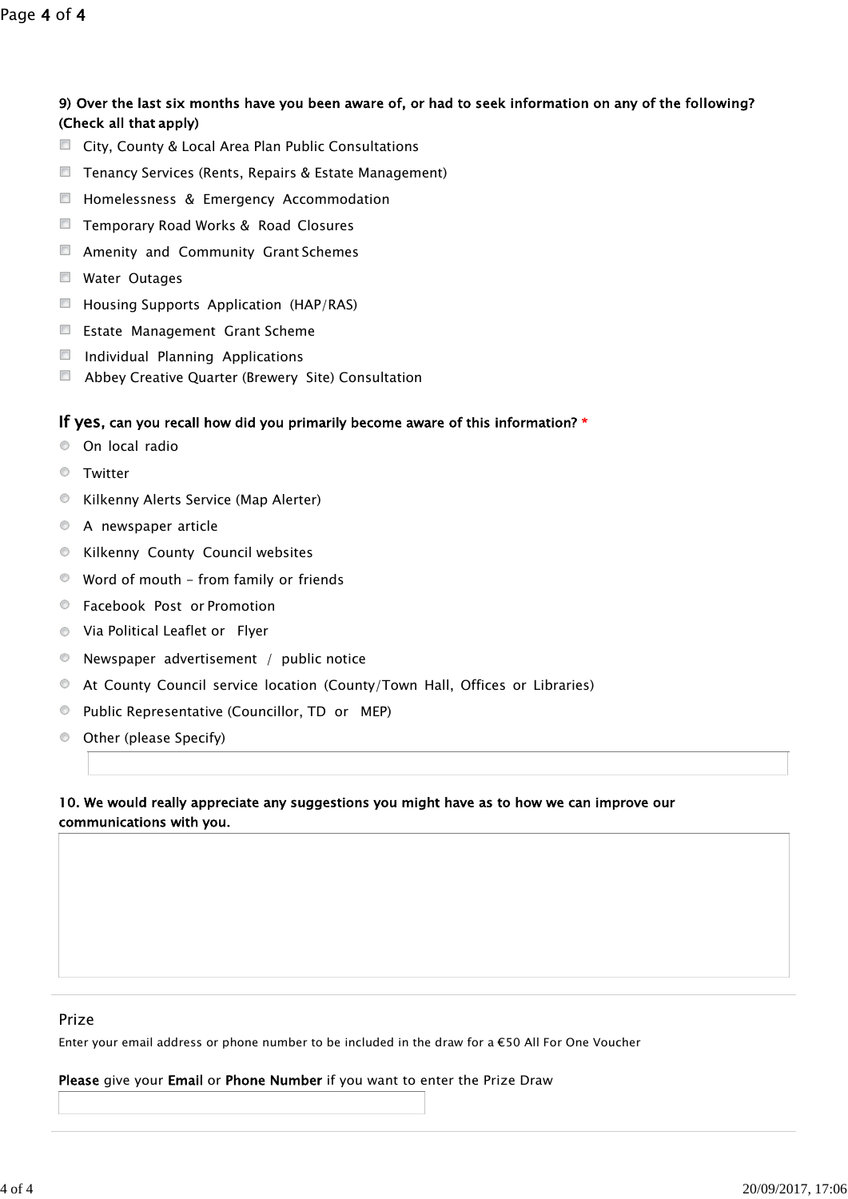**9) Over the last six months have you been aware of, or had to seek information on any of the following? (Check all that apply)**

- ☐ City, County & Local Area Plan Public Consultations
- ☐ Tenancy Services (Rents, Repairs & Estate Management)
- ☐ Homelessness & Emergency Accommodation
- ☐ Temporary Road Works & Road Closures
- ☐ Amenity and Community Grant Schemes
- ☐ Water Outages
- ☐ Housing Supports Application (HAP/RAS)
- ☐ Estate Management Grant Scheme
- ☐ Individual Planning Applications
- ☐ Abbey Creative Quarter (Brewery Site) Consultation

**If yes, can you recall how did you primarily become aware of this information? ***

- ○ On local radio
- ○ Twitter
- ○ Kilkenny Alerts Service (Map Alerter)
- ○ A newspaper article
- ○ Kilkenny County Council websites
- ○ Word of mouth - from family or friends
- ○ Facebook Post or Promotion
- ○ Via Political Leaflet or Flyer
- ○ Newspaper advertisement / public notice
- ○ At County Council service location (County/Town Hall, Offices or Libraries)
- ○ Public Representative (Councillor, TD or MEP)
- ○ Other (please Specify)

**10. We would really appreciate any suggestions you might have as to how we can improve our communications with you.**

## Prize

Enter your email address or phone number to be included in the draw for a €50 All For One Voucher

**Please** give your **Email** or **Phone Number** if you want to enter the Prize Draw